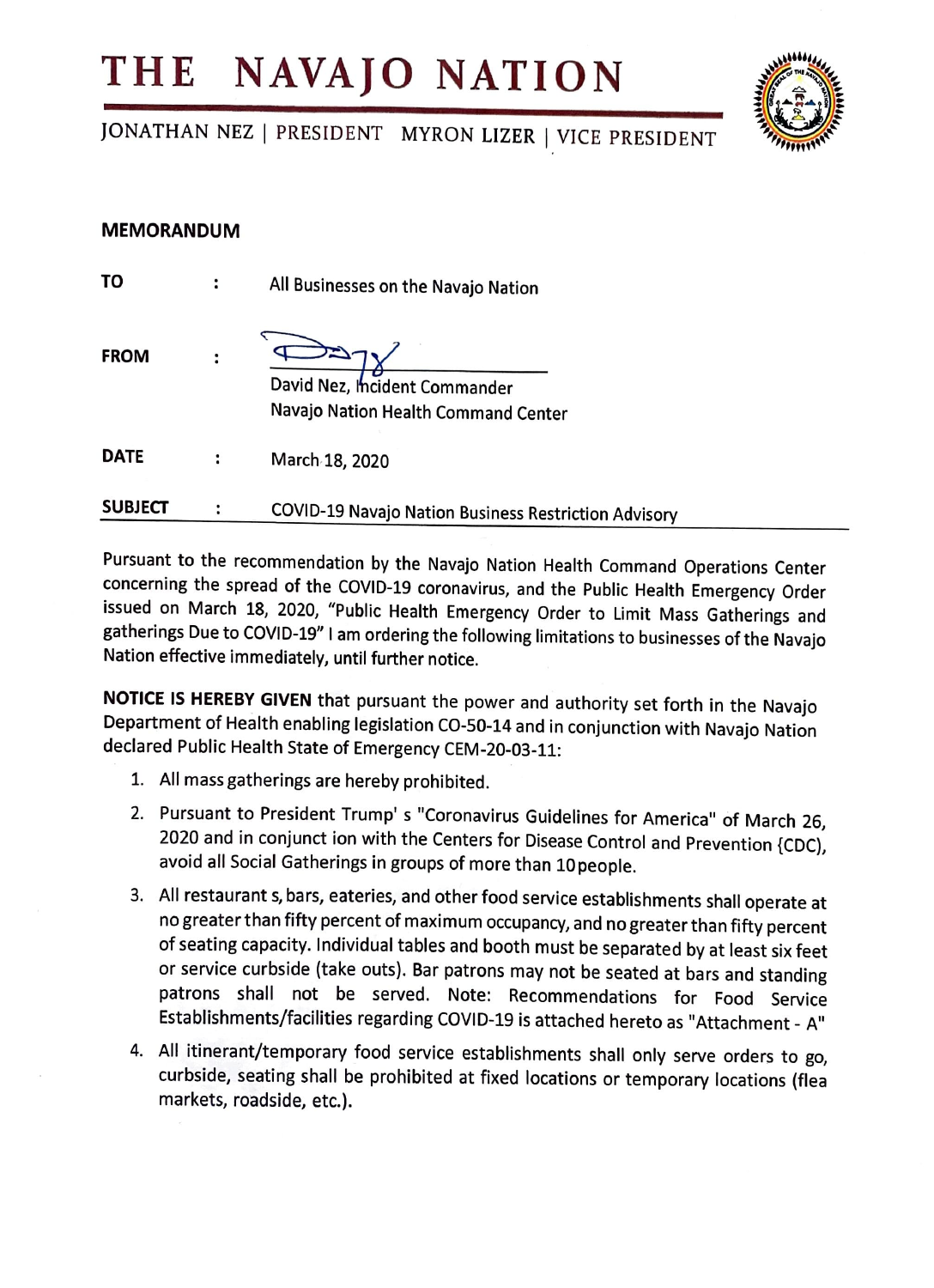# THE NAVAJO NATION

JONATHAN NEZ | PRESIDENT MYRON LIZER | VICE PRESIDENT

**MEMORANDUM**

**TO** : All Businesses on the Navajo Nation

**FROM** : David Nez, Incident Commander
Navajo Nation Health Command Center

**DATE** : March 18, 2020

**SUBJECT** : COVID-19 Navajo Nation Business Restriction Advisory

Pursuant to the recommendation by the Navajo Nation Health Command Operations Center concerning the spread of the COVID-19 coronavirus, and the Public Health Emergency Order issued on March 18, 2020, "Public Health Emergency Order to Limit Mass Gatherings and gatherings Due to COVID-19" I am ordering the following limitations to businesses of the Navajo Nation effective immediately, until further notice.

**NOTICE IS HEREBY GIVEN** that pursuant the power and authority set forth in the Navajo Department of Health enabling legislation CO-50-14 and in conjunction with Navajo Nation declared Public Health State of Emergency CEM-20-03-11:

1. All mass gatherings are hereby prohibited.
2. Pursuant to President Trump' s "Coronavirus Guidelines for America" of March 26, 2020 and in conjunct ion with the Centers for Disease Control and Prevention {CDC), avoid all Social Gatherings in groups of more than 10 people.
3. All restaurant s, bars, eateries, and other food service establishments shall operate at no greater than fifty percent of maximum occupancy, and no greater than fifty percent of seating capacity. Individual tables and booth must be separated by at least six feet or service curbside (take outs). Bar patrons may not be seated at bars and standing patrons shall not be served. Note: Recommendations for Food Service Establishments/facilities regarding COVID-19 is attached hereto as "Attachment - A"
4. All itinerant/temporary food service establishments shall only serve orders to go, curbside, seating shall be prohibited at fixed locations or temporary locations (flea markets, roadside, etc.).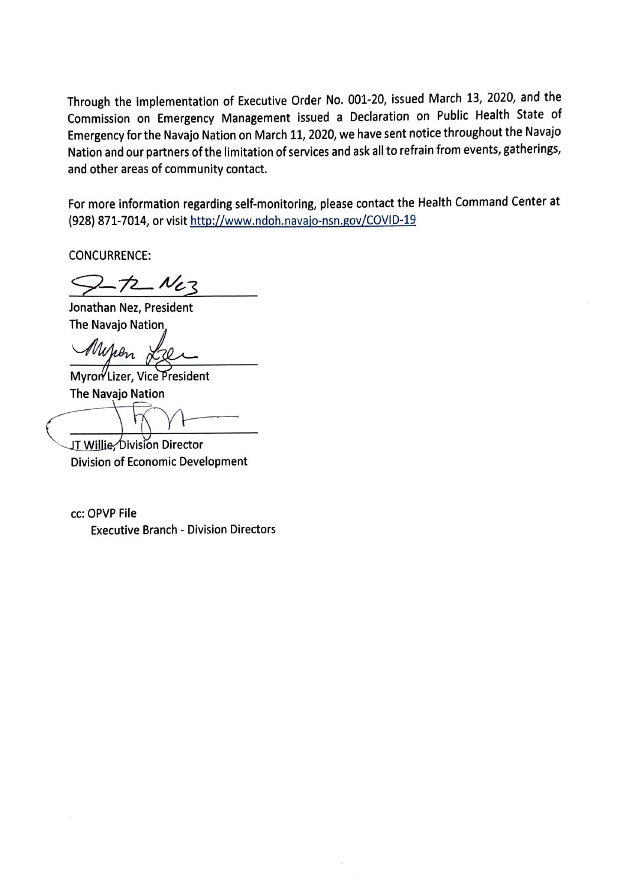Through the implementation of Executive Order No. 001-20, issued March 13, 2020, and the Commission on Emergency Management issued a Declaration on Public Health State of Emergency for the Navajo Nation on March 11, 2020, we have sent notice throughout the Navajo Nation and our partners of the limitation of services and ask all to refrain from events, gatherings, and other areas of community contact.

For more information regarding self-monitoring, please contact the Health Command Center at (928) 871-7014, or visit http://www.ndoh.navajo-nsn.gov/COVID-19

CONCURRENCE:

Jonathan Nez, President
The Navajo Nation

Myron Lizer, Vice President
The Navajo Nation

JT Willie, Division Director
Division of Economic Development

cc: OPVP File
Executive Branch - Division Directors